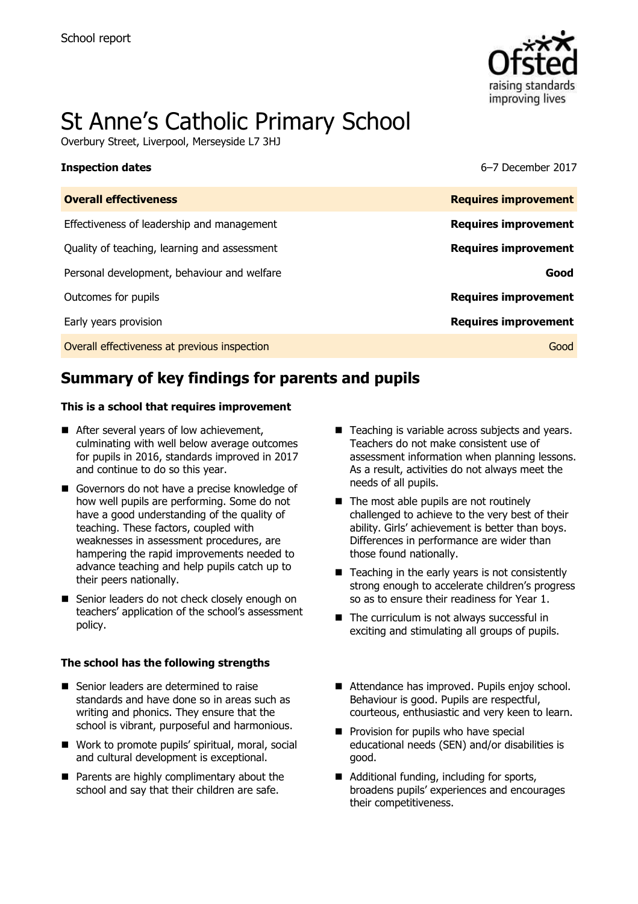School report

# St Anne's Catholic Primary School

Overbury Street, Liverpool, Merseyside L7 3HJ

**Inspection dates** 6–7 December 2017

| **Overall effectiveness** | **Requires improvement** |
| --- | --- |
| Effectiveness of leadership and management | **Requires improvement** |
| Quality of teaching, learning and assessment | **Requires improvement** |
| Personal development, behaviour and welfare | **Good** |
| Outcomes for pupils | **Requires improvement** |
| Early years provision | **Requires improvement** |
| Overall effectiveness at previous inspection | Good |

## Summary of key findings for parents and pupils

**This is a school that requires improvement**

- After several years of low achievement, culminating with well below average outcomes for pupils in 2016, standards improved in 2017 and continue to do so this year.
- Governors do not have a precise knowledge of how well pupils are performing. Some do not have a good understanding of the quality of teaching. These factors, coupled with weaknesses in assessment procedures, are hampering the rapid improvements needed to advance teaching and help pupils catch up to their peers nationally.
- Senior leaders do not check closely enough on teachers' application of the school's assessment policy.
- Teaching is variable across subjects and years. Teachers do not make consistent use of assessment information when planning lessons. As a result, activities do not always meet the needs of all pupils.
- The most able pupils are not routinely challenged to achieve to the very best of their ability. Girls' achievement is better than boys. Differences in performance are wider than those found nationally.
- Teaching in the early years is not consistently strong enough to accelerate children's progress so as to ensure their readiness for Year 1.
- The curriculum is not always successful in exciting and stimulating all groups of pupils.

**The school has the following strengths**

- Senior leaders are determined to raise standards and have done so in areas such as writing and phonics. They ensure that the school is vibrant, purposeful and harmonious.
- Work to promote pupils' spiritual, moral, social and cultural development is exceptional.
- Parents are highly complimentary about the school and say that their children are safe.
- Attendance has improved. Pupils enjoy school. Behaviour is good. Pupils are respectful, courteous, enthusiastic and very keen to learn.
- Provision for pupils who have special educational needs (SEN) and/or disabilities is good.
- Additional funding, including for sports, broadens pupils' experiences and encourages their competitiveness.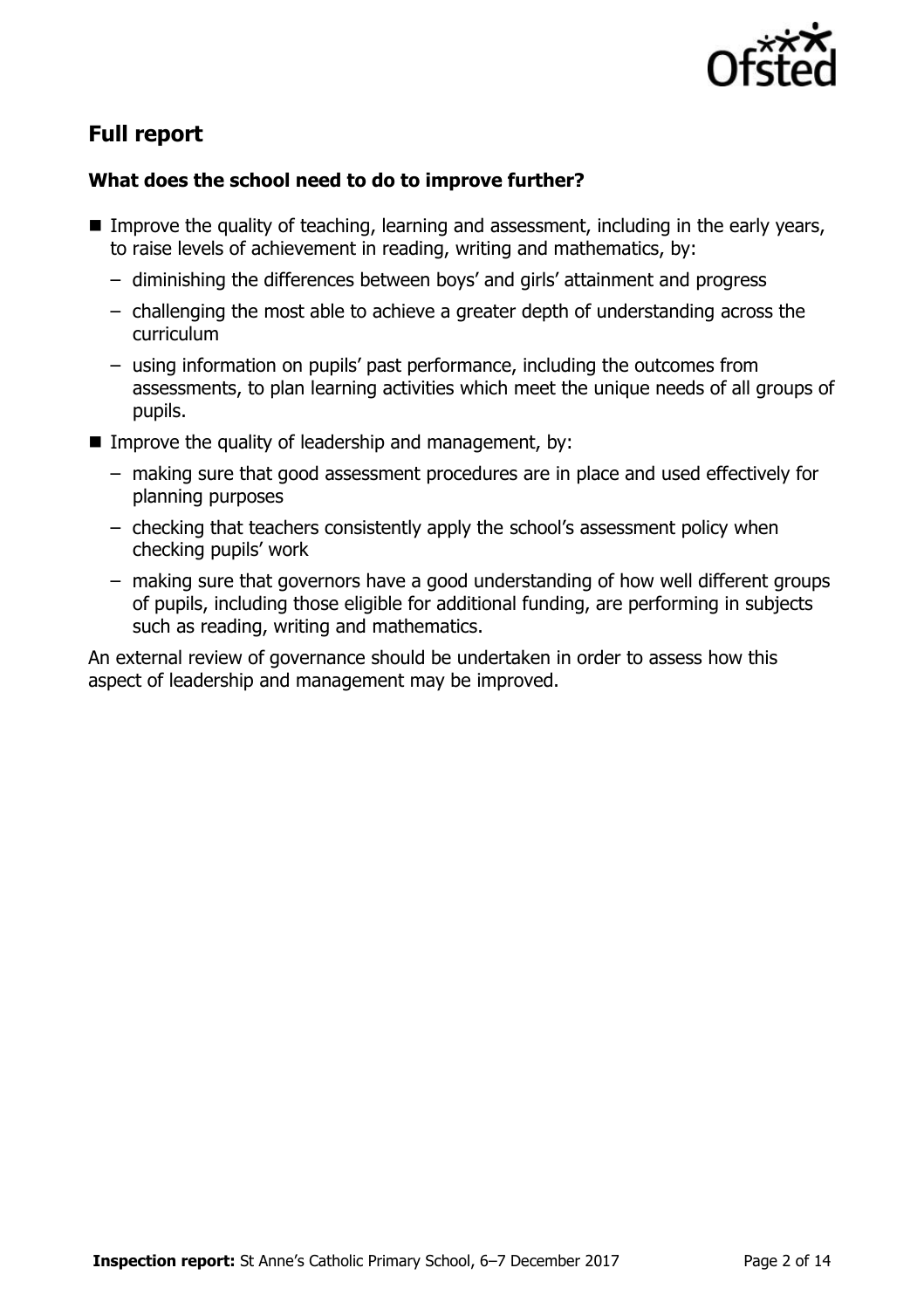## Full report

### What does the school need to do to improve further?

- Improve the quality of teaching, learning and assessment, including in the early years, to raise levels of achievement in reading, writing and mathematics, by:
  - diminishing the differences between boys' and girls' attainment and progress
  - challenging the most able to achieve a greater depth of understanding across the curriculum
  - using information on pupils' past performance, including the outcomes from assessments, to plan learning activities which meet the unique needs of all groups of pupils.
- Improve the quality of leadership and management, by:
  - making sure that good assessment procedures are in place and used effectively for planning purposes
  - checking that teachers consistently apply the school's assessment policy when checking pupils' work
  - making sure that governors have a good understanding of how well different groups of pupils, including those eligible for additional funding, are performing in subjects such as reading, writing and mathematics.

An external review of governance should be undertaken in order to assess how this aspect of leadership and management may be improved.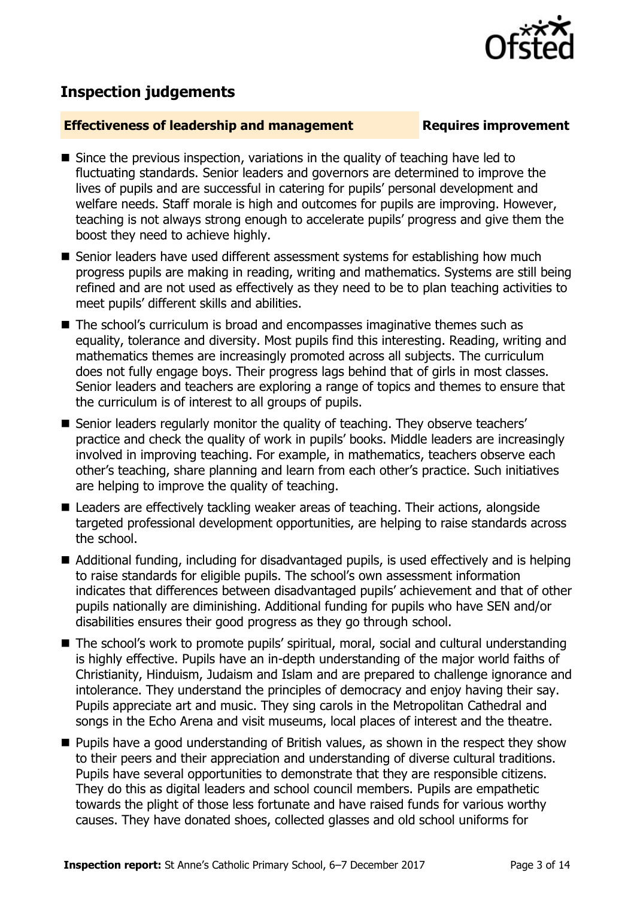## Inspection judgements

**Effectiveness of leadership and management** **Requires improvement**

- Since the previous inspection, variations in the quality of teaching have led to fluctuating standards. Senior leaders and governors are determined to improve the lives of pupils and are successful in catering for pupils' personal development and welfare needs. Staff morale is high and outcomes for pupils are improving. However, teaching is not always strong enough to accelerate pupils' progress and give them the boost they need to achieve highly.
- Senior leaders have used different assessment systems for establishing how much progress pupils are making in reading, writing and mathematics. Systems are still being refined and are not used as effectively as they need to be to plan teaching activities to meet pupils' different skills and abilities.
- The school's curriculum is broad and encompasses imaginative themes such as equality, tolerance and diversity. Most pupils find this interesting. Reading, writing and mathematics themes are increasingly promoted across all subjects. The curriculum does not fully engage boys. Their progress lags behind that of girls in most classes. Senior leaders and teachers are exploring a range of topics and themes to ensure that the curriculum is of interest to all groups of pupils.
- Senior leaders regularly monitor the quality of teaching. They observe teachers' practice and check the quality of work in pupils' books. Middle leaders are increasingly involved in improving teaching. For example, in mathematics, teachers observe each other's teaching, share planning and learn from each other's practice. Such initiatives are helping to improve the quality of teaching.
- Leaders are effectively tackling weaker areas of teaching. Their actions, alongside targeted professional development opportunities, are helping to raise standards across the school.
- Additional funding, including for disadvantaged pupils, is used effectively and is helping to raise standards for eligible pupils. The school's own assessment information indicates that differences between disadvantaged pupils' achievement and that of other pupils nationally are diminishing. Additional funding for pupils who have SEN and/or disabilities ensures their good progress as they go through school.
- The school's work to promote pupils' spiritual, moral, social and cultural understanding is highly effective. Pupils have an in-depth understanding of the major world faiths of Christianity, Hinduism, Judaism and Islam and are prepared to challenge ignorance and intolerance. They understand the principles of democracy and enjoy having their say. Pupils appreciate art and music. They sing carols in the Metropolitan Cathedral and songs in the Echo Arena and visit museums, local places of interest and the theatre.
- Pupils have a good understanding of British values, as shown in the respect they show to their peers and their appreciation and understanding of diverse cultural traditions. Pupils have several opportunities to demonstrate that they are responsible citizens. They do this as digital leaders and school council members. Pupils are empathetic towards the plight of those less fortunate and have raised funds for various worthy causes. They have donated shoes, collected glasses and old school uniforms for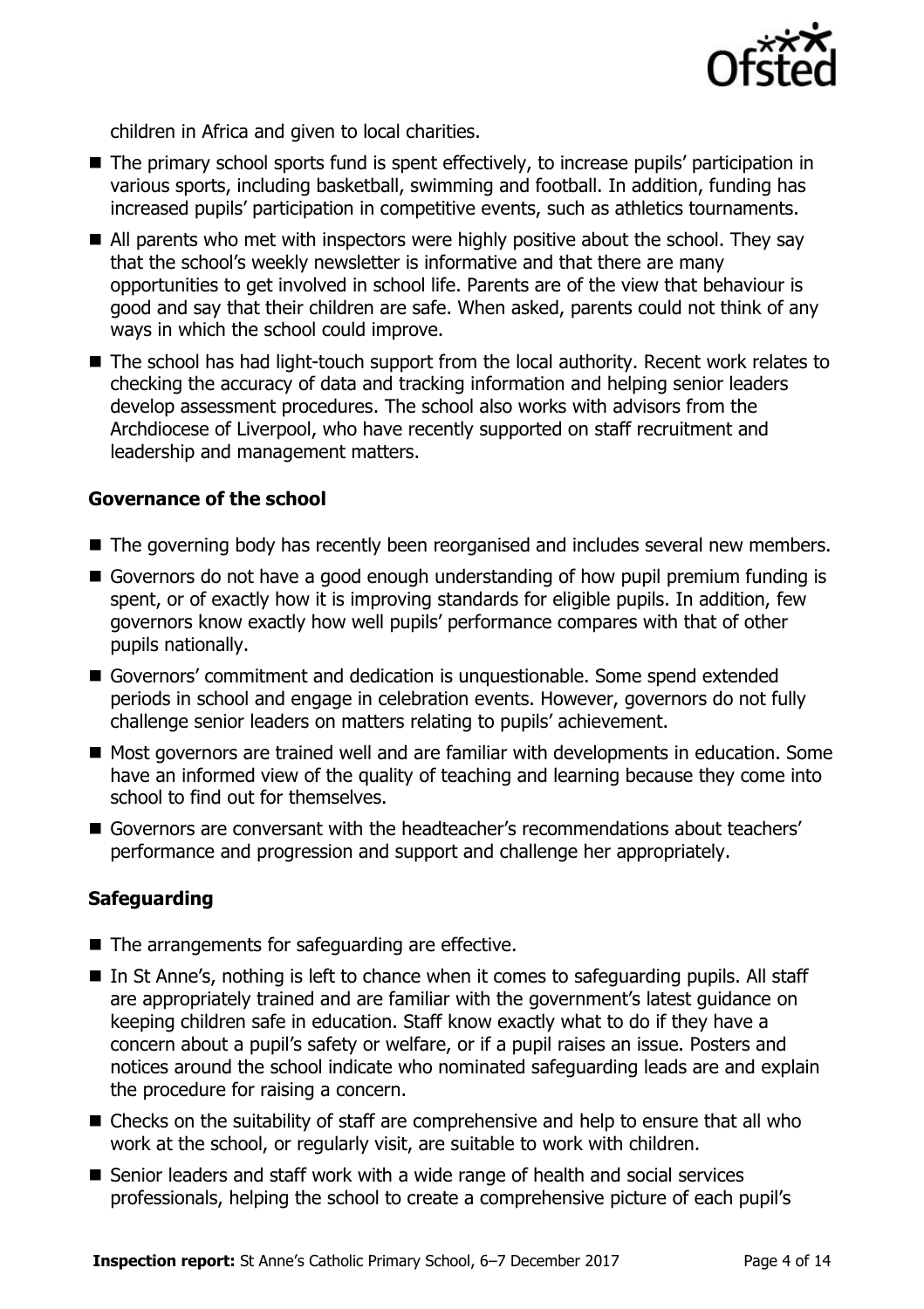children in Africa and given to local charities.

- The primary school sports fund is spent effectively, to increase pupils' participation in various sports, including basketball, swimming and football. In addition, funding has increased pupils' participation in competitive events, such as athletics tournaments.
- All parents who met with inspectors were highly positive about the school. They say that the school's weekly newsletter is informative and that there are many opportunities to get involved in school life. Parents are of the view that behaviour is good and say that their children are safe. When asked, parents could not think of any ways in which the school could improve.
- The school has had light-touch support from the local authority. Recent work relates to checking the accuracy of data and tracking information and helping senior leaders develop assessment procedures. The school also works with advisors from the Archdiocese of Liverpool, who have recently supported on staff recruitment and leadership and management matters.

### Governance of the school

- The governing body has recently been reorganised and includes several new members.
- Governors do not have a good enough understanding of how pupil premium funding is spent, or of exactly how it is improving standards for eligible pupils. In addition, few governors know exactly how well pupils' performance compares with that of other pupils nationally.
- Governors' commitment and dedication is unquestionable. Some spend extended periods in school and engage in celebration events. However, governors do not fully challenge senior leaders on matters relating to pupils' achievement.
- Most governors are trained well and are familiar with developments in education. Some have an informed view of the quality of teaching and learning because they come into school to find out for themselves.
- Governors are conversant with the headteacher's recommendations about teachers' performance and progression and support and challenge her appropriately.

### Safeguarding

- The arrangements for safeguarding are effective.
- In St Anne's, nothing is left to chance when it comes to safeguarding pupils. All staff are appropriately trained and are familiar with the government's latest guidance on keeping children safe in education. Staff know exactly what to do if they have a concern about a pupil's safety or welfare, or if a pupil raises an issue. Posters and notices around the school indicate who nominated safeguarding leads are and explain the procedure for raising a concern.
- Checks on the suitability of staff are comprehensive and help to ensure that all who work at the school, or regularly visit, are suitable to work with children.
- Senior leaders and staff work with a wide range of health and social services professionals, helping the school to create a comprehensive picture of each pupil's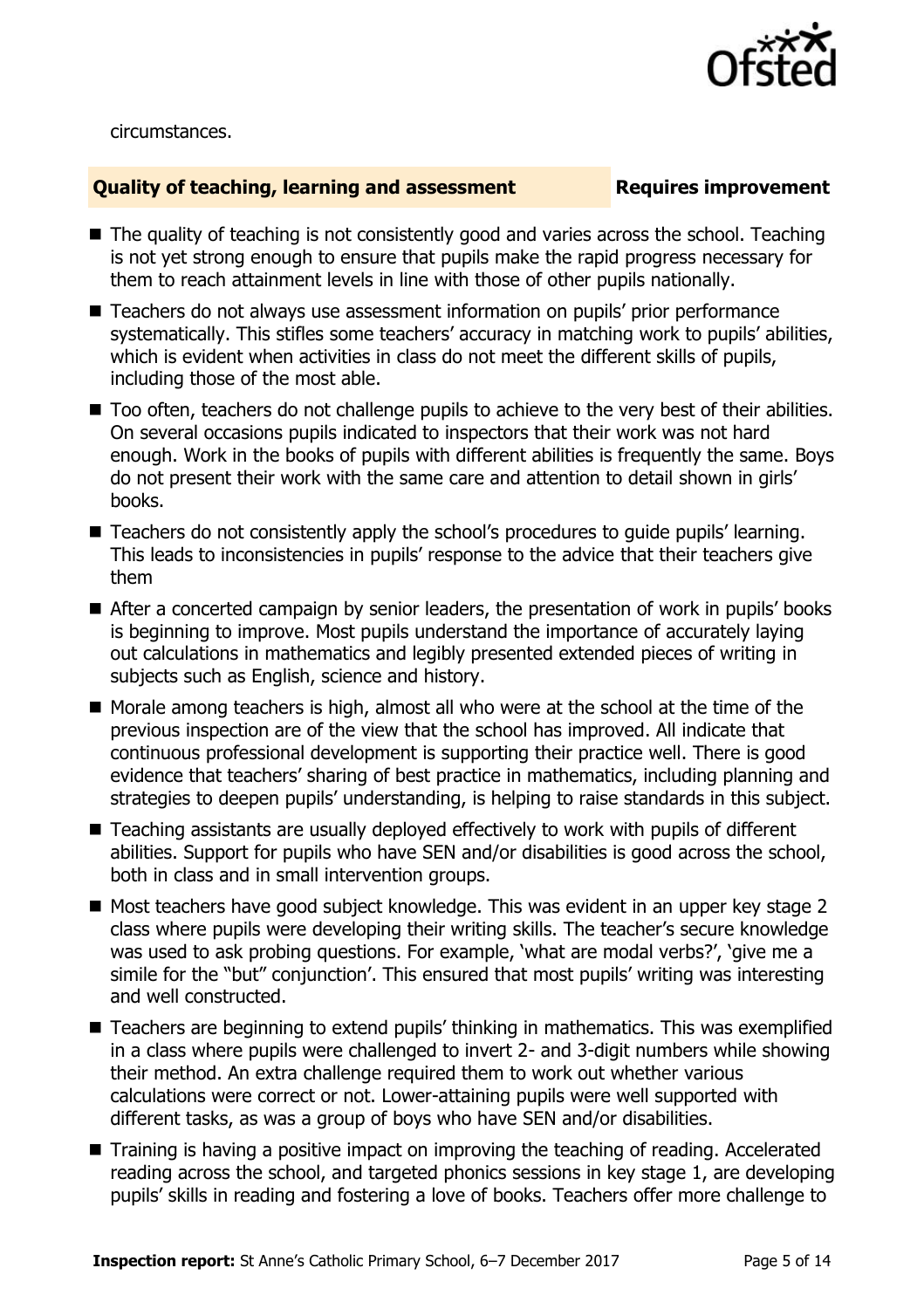circumstances.

## Quality of teaching, learning and assessment — Requires improvement

- The quality of teaching is not consistently good and varies across the school. Teaching is not yet strong enough to ensure that pupils make the rapid progress necessary for them to reach attainment levels in line with those of other pupils nationally.
- Teachers do not always use assessment information on pupils' prior performance systematically. This stifles some teachers' accuracy in matching work to pupils' abilities, which is evident when activities in class do not meet the different skills of pupils, including those of the most able.
- Too often, teachers do not challenge pupils to achieve to the very best of their abilities. On several occasions pupils indicated to inspectors that their work was not hard enough. Work in the books of pupils with different abilities is frequently the same. Boys do not present their work with the same care and attention to detail shown in girls' books.
- Teachers do not consistently apply the school's procedures to guide pupils' learning. This leads to inconsistencies in pupils' response to the advice that their teachers give them
- After a concerted campaign by senior leaders, the presentation of work in pupils' books is beginning to improve. Most pupils understand the importance of accurately laying out calculations in mathematics and legibly presented extended pieces of writing in subjects such as English, science and history.
- Morale among teachers is high, almost all who were at the school at the time of the previous inspection are of the view that the school has improved. All indicate that continuous professional development is supporting their practice well. There is good evidence that teachers' sharing of best practice in mathematics, including planning and strategies to deepen pupils' understanding, is helping to raise standards in this subject.
- Teaching assistants are usually deployed effectively to work with pupils of different abilities. Support for pupils who have SEN and/or disabilities is good across the school, both in class and in small intervention groups.
- Most teachers have good subject knowledge. This was evident in an upper key stage 2 class where pupils were developing their writing skills. The teacher's secure knowledge was used to ask probing questions. For example, 'what are modal verbs?', 'give me a simile for the "but" conjunction'. This ensured that most pupils' writing was interesting and well constructed.
- Teachers are beginning to extend pupils' thinking in mathematics. This was exemplified in a class where pupils were challenged to invert 2- and 3-digit numbers while showing their method. An extra challenge required them to work out whether various calculations were correct or not. Lower-attaining pupils were well supported with different tasks, as was a group of boys who have SEN and/or disabilities.
- Training is having a positive impact on improving the teaching of reading. Accelerated reading across the school, and targeted phonics sessions in key stage 1, are developing pupils' skills in reading and fostering a love of books. Teachers offer more challenge to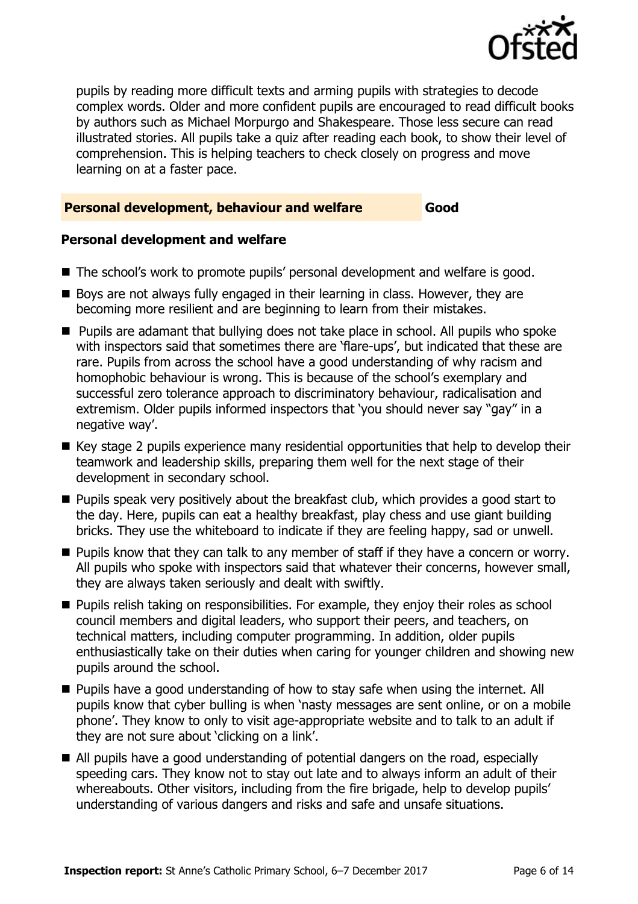pupils by reading more difficult texts and arming pupils with strategies to decode complex words. Older and more confident pupils are encouraged to read difficult books by authors such as Michael Morpurgo and Shakespeare. Those less secure can read illustrated stories. All pupils take a quiz after reading each book, to show their level of comprehension. This is helping teachers to check closely on progress and move learning on at a faster pace.

## Personal development, behaviour and welfare — Good

### Personal development and welfare

- The school's work to promote pupils' personal development and welfare is good.
- Boys are not always fully engaged in their learning in class. However, they are becoming more resilient and are beginning to learn from their mistakes.
- Pupils are adamant that bullying does not take place in school. All pupils who spoke with inspectors said that sometimes there are 'flare-ups', but indicated that these are rare. Pupils from across the school have a good understanding of why racism and homophobic behaviour is wrong. This is because of the school's exemplary and successful zero tolerance approach to discriminatory behaviour, radicalisation and extremism. Older pupils informed inspectors that 'you should never say "gay" in a negative way'.
- Key stage 2 pupils experience many residential opportunities that help to develop their teamwork and leadership skills, preparing them well for the next stage of their development in secondary school.
- Pupils speak very positively about the breakfast club, which provides a good start to the day. Here, pupils can eat a healthy breakfast, play chess and use giant building bricks. They use the whiteboard to indicate if they are feeling happy, sad or unwell.
- Pupils know that they can talk to any member of staff if they have a concern or worry. All pupils who spoke with inspectors said that whatever their concerns, however small, they are always taken seriously and dealt with swiftly.
- Pupils relish taking on responsibilities. For example, they enjoy their roles as school council members and digital leaders, who support their peers, and teachers, on technical matters, including computer programming. In addition, older pupils enthusiastically take on their duties when caring for younger children and showing new pupils around the school.
- Pupils have a good understanding of how to stay safe when using the internet. All pupils know that cyber bulling is when 'nasty messages are sent online, or on a mobile phone'. They know to only to visit age-appropriate website and to talk to an adult if they are not sure about 'clicking on a link'.
- All pupils have a good understanding of potential dangers on the road, especially speeding cars. They know not to stay out late and to always inform an adult of their whereabouts. Other visitors, including from the fire brigade, help to develop pupils' understanding of various dangers and risks and safe and unsafe situations.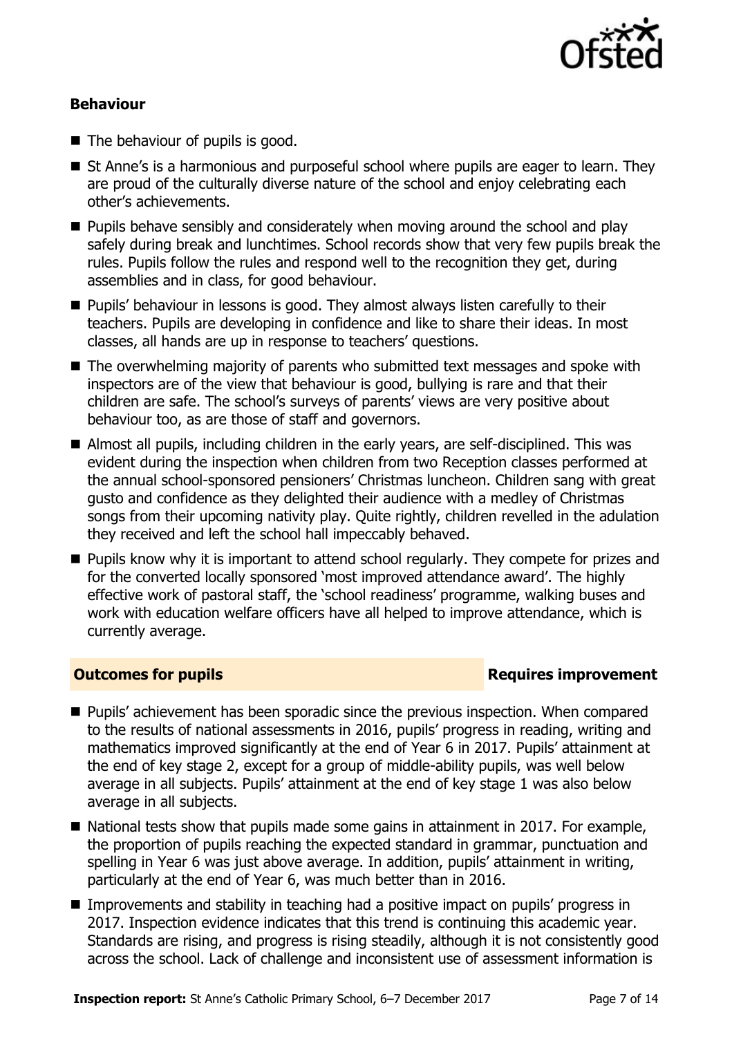### Behaviour

- The behaviour of pupils is good.
- St Anne's is a harmonious and purposeful school where pupils are eager to learn. They are proud of the culturally diverse nature of the school and enjoy celebrating each other's achievements.
- Pupils behave sensibly and considerately when moving around the school and play safely during break and lunchtimes. School records show that very few pupils break the rules. Pupils follow the rules and respond well to the recognition they get, during assemblies and in class, for good behaviour.
- Pupils' behaviour in lessons is good. They almost always listen carefully to their teachers. Pupils are developing in confidence and like to share their ideas. In most classes, all hands are up in response to teachers' questions.
- The overwhelming majority of parents who submitted text messages and spoke with inspectors are of the view that behaviour is good, bullying is rare and that their children are safe. The school's surveys of parents' views are very positive about behaviour too, as are those of staff and governors.
- Almost all pupils, including children in the early years, are self-disciplined. This was evident during the inspection when children from two Reception classes performed at the annual school-sponsored pensioners' Christmas luncheon. Children sang with great gusto and confidence as they delighted their audience with a medley of Christmas songs from their upcoming nativity play. Quite rightly, children revelled in the adulation they received and left the school hall impeccably behaved.
- Pupils know why it is important to attend school regularly. They compete for prizes and for the converted locally sponsored 'most improved attendance award'. The highly effective work of pastoral staff, the 'school readiness' programme, walking buses and work with education welfare officers have all helped to improve attendance, which is currently average.

## Outcomes for pupils — Requires improvement

- Pupils' achievement has been sporadic since the previous inspection. When compared to the results of national assessments in 2016, pupils' progress in reading, writing and mathematics improved significantly at the end of Year 6 in 2017. Pupils' attainment at the end of key stage 2, except for a group of middle-ability pupils, was well below average in all subjects. Pupils' attainment at the end of key stage 1 was also below average in all subjects.
- National tests show that pupils made some gains in attainment in 2017. For example, the proportion of pupils reaching the expected standard in grammar, punctuation and spelling in Year 6 was just above average. In addition, pupils' attainment in writing, particularly at the end of Year 6, was much better than in 2016.
- Improvements and stability in teaching had a positive impact on pupils' progress in 2017. Inspection evidence indicates that this trend is continuing this academic year. Standards are rising, and progress is rising steadily, although it is not consistently good across the school. Lack of challenge and inconsistent use of assessment information is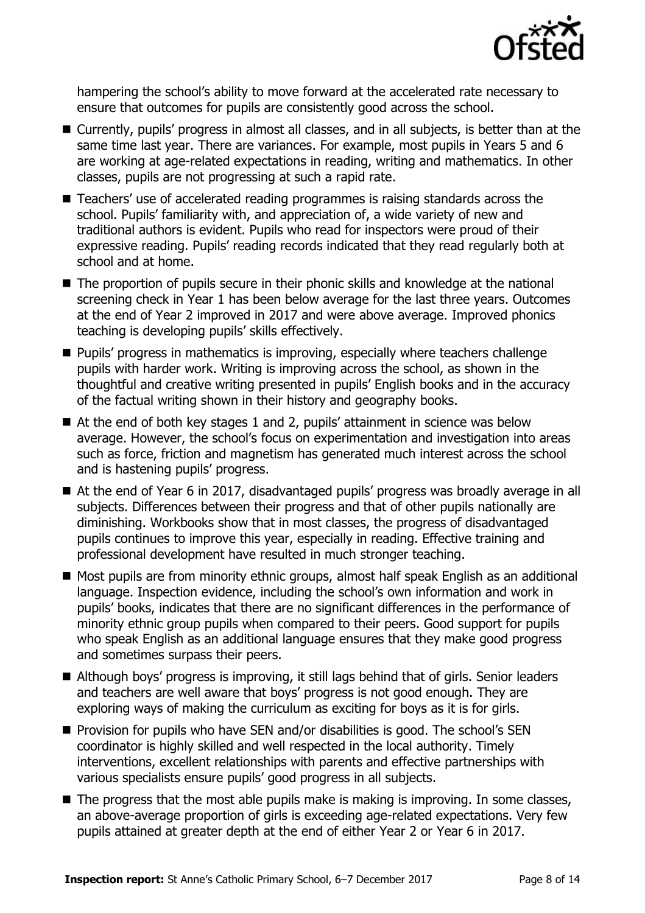hampering the school's ability to move forward at the accelerated rate necessary to ensure that outcomes for pupils are consistently good across the school.

- Currently, pupils' progress in almost all classes, and in all subjects, is better than at the same time last year. There are variances. For example, most pupils in Years 5 and 6 are working at age-related expectations in reading, writing and mathematics. In other classes, pupils are not progressing at such a rapid rate.
- Teachers' use of accelerated reading programmes is raising standards across the school. Pupils' familiarity with, and appreciation of, a wide variety of new and traditional authors is evident. Pupils who read for inspectors were proud of their expressive reading. Pupils' reading records indicated that they read regularly both at school and at home.
- The proportion of pupils secure in their phonic skills and knowledge at the national screening check in Year 1 has been below average for the last three years. Outcomes at the end of Year 2 improved in 2017 and were above average. Improved phonics teaching is developing pupils' skills effectively.
- Pupils' progress in mathematics is improving, especially where teachers challenge pupils with harder work. Writing is improving across the school, as shown in the thoughtful and creative writing presented in pupils' English books and in the accuracy of the factual writing shown in their history and geography books.
- At the end of both key stages 1 and 2, pupils' attainment in science was below average. However, the school's focus on experimentation and investigation into areas such as force, friction and magnetism has generated much interest across the school and is hastening pupils' progress.
- At the end of Year 6 in 2017, disadvantaged pupils' progress was broadly average in all subjects. Differences between their progress and that of other pupils nationally are diminishing. Workbooks show that in most classes, the progress of disadvantaged pupils continues to improve this year, especially in reading. Effective training and professional development have resulted in much stronger teaching.
- Most pupils are from minority ethnic groups, almost half speak English as an additional language. Inspection evidence, including the school's own information and work in pupils' books, indicates that there are no significant differences in the performance of minority ethnic group pupils when compared to their peers. Good support for pupils who speak English as an additional language ensures that they make good progress and sometimes surpass their peers.
- Although boys' progress is improving, it still lags behind that of girls. Senior leaders and teachers are well aware that boys' progress is not good enough. They are exploring ways of making the curriculum as exciting for boys as it is for girls.
- Provision for pupils who have SEN and/or disabilities is good. The school's SEN coordinator is highly skilled and well respected in the local authority. Timely interventions, excellent relationships with parents and effective partnerships with various specialists ensure pupils' good progress in all subjects.
- The progress that the most able pupils make is making is improving. In some classes, an above-average proportion of girls is exceeding age-related expectations. Very few pupils attained at greater depth at the end of either Year 2 or Year 6 in 2017.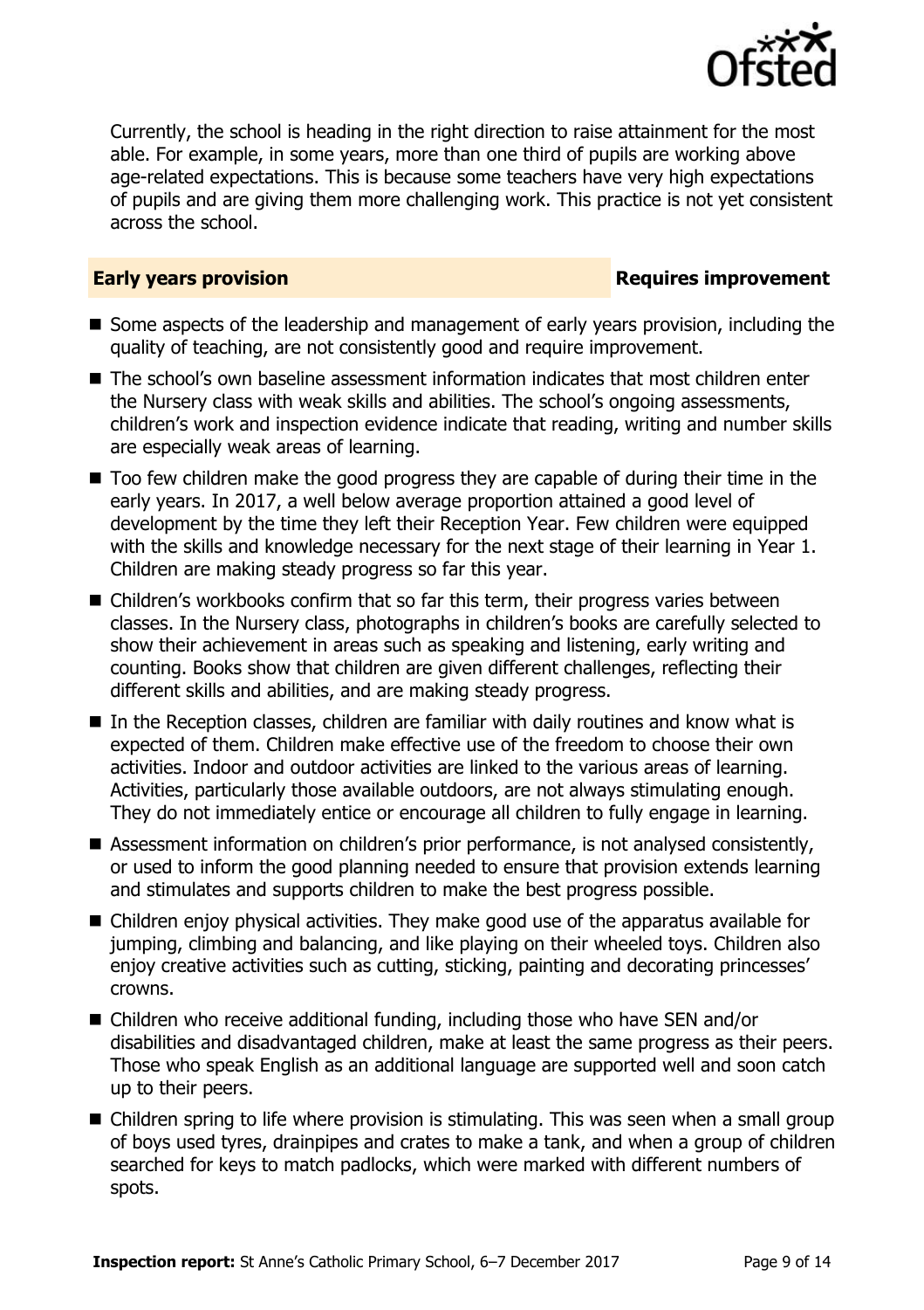Currently, the school is heading in the right direction to raise attainment for the most able. For example, in some years, more than one third of pupils are working above age-related expectations. This is because some teachers have very high expectations of pupils and are giving them more challenging work. This practice is not yet consistent across the school.

## Early years provision — Requires improvement

- Some aspects of the leadership and management of early years provision, including the quality of teaching, are not consistently good and require improvement.
- The school's own baseline assessment information indicates that most children enter the Nursery class with weak skills and abilities. The school's ongoing assessments, children's work and inspection evidence indicate that reading, writing and number skills are especially weak areas of learning.
- Too few children make the good progress they are capable of during their time in the early years. In 2017, a well below average proportion attained a good level of development by the time they left their Reception Year. Few children were equipped with the skills and knowledge necessary for the next stage of their learning in Year 1. Children are making steady progress so far this year.
- Children's workbooks confirm that so far this term, their progress varies between classes. In the Nursery class, photographs in children's books are carefully selected to show their achievement in areas such as speaking and listening, early writing and counting. Books show that children are given different challenges, reflecting their different skills and abilities, and are making steady progress.
- In the Reception classes, children are familiar with daily routines and know what is expected of them. Children make effective use of the freedom to choose their own activities. Indoor and outdoor activities are linked to the various areas of learning. Activities, particularly those available outdoors, are not always stimulating enough. They do not immediately entice or encourage all children to fully engage in learning.
- Assessment information on children's prior performance, is not analysed consistently, or used to inform the good planning needed to ensure that provision extends learning and stimulates and supports children to make the best progress possible.
- Children enjoy physical activities. They make good use of the apparatus available for jumping, climbing and balancing, and like playing on their wheeled toys. Children also enjoy creative activities such as cutting, sticking, painting and decorating princesses' crowns.
- Children who receive additional funding, including those who have SEN and/or disabilities and disadvantaged children, make at least the same progress as their peers. Those who speak English as an additional language are supported well and soon catch up to their peers.
- Children spring to life where provision is stimulating. This was seen when a small group of boys used tyres, drainpipes and crates to make a tank, and when a group of children searched for keys to match padlocks, which were marked with different numbers of spots.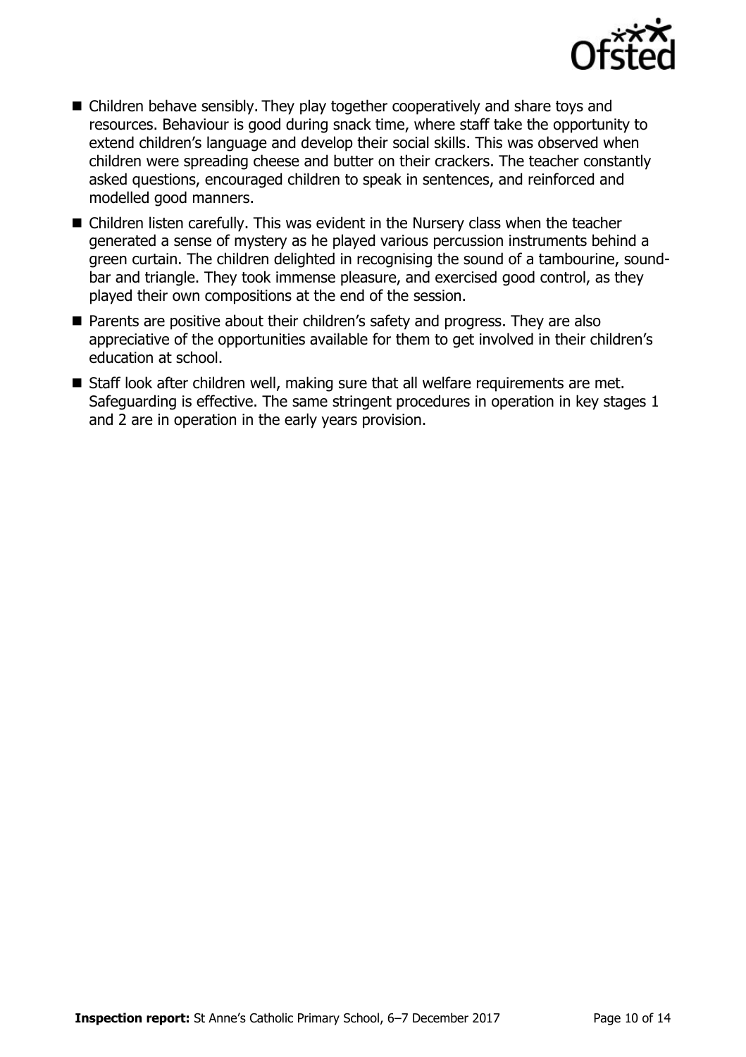- Children behave sensibly. They play together cooperatively and share toys and resources. Behaviour is good during snack time, where staff take the opportunity to extend children's language and develop their social skills. This was observed when children were spreading cheese and butter on their crackers. The teacher constantly asked questions, encouraged children to speak in sentences, and reinforced and modelled good manners.
- Children listen carefully. This was evident in the Nursery class when the teacher generated a sense of mystery as he played various percussion instruments behind a green curtain. The children delighted in recognising the sound of a tambourine, sound-bar and triangle. They took immense pleasure, and exercised good control, as they played their own compositions at the end of the session.
- Parents are positive about their children's safety and progress. They are also appreciative of the opportunities available for them to get involved in their children's education at school.
- Staff look after children well, making sure that all welfare requirements are met. Safeguarding is effective. The same stringent procedures in operation in key stages 1 and 2 are in operation in the early years provision.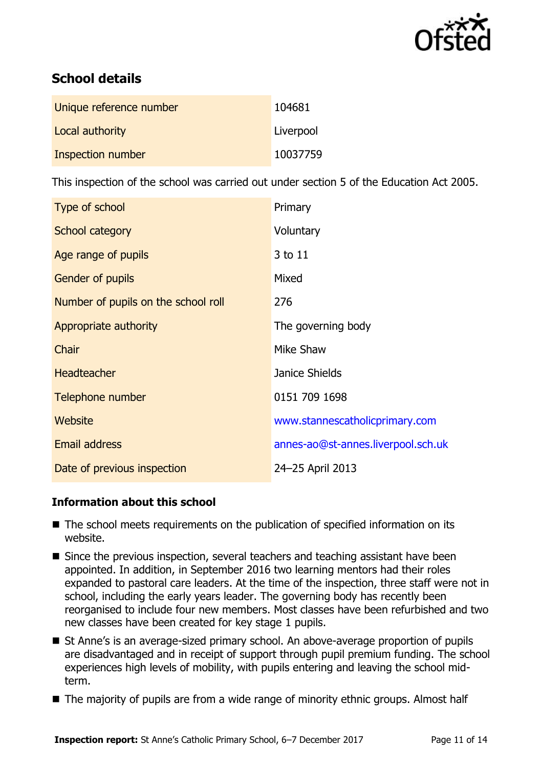## School details

| | |
|---|---|
| Unique reference number | 104681 |
| Local authority | Liverpool |
| Inspection number | 10037759 |

This inspection of the school was carried out under section 5 of the Education Act 2005.

| | |
|---|---|
| Type of school | Primary |
| School category | Voluntary |
| Age range of pupils | 3 to 11 |
| Gender of pupils | Mixed |
| Number of pupils on the school roll | 276 |
| Appropriate authority | The governing body |
| Chair | Mike Shaw |
| Headteacher | Janice Shields |
| Telephone number | 0151 709 1698 |
| Website | www.stannescatholicprimary.com |
| Email address | annes-ao@st-annes.liverpool.sch.uk |
| Date of previous inspection | 24–25 April 2013 |

### Information about this school

- The school meets requirements on the publication of specified information on its website.
- Since the previous inspection, several teachers and teaching assistant have been appointed. In addition, in September 2016 two learning mentors had their roles expanded to pastoral care leaders. At the time of the inspection, three staff were not in school, including the early years leader. The governing body has recently been reorganised to include four new members. Most classes have been refurbished and two new classes have been created for key stage 1 pupils.
- St Anne's is an average-sized primary school. An above-average proportion of pupils are disadvantaged and in receipt of support through pupil premium funding. The school experiences high levels of mobility, with pupils entering and leaving the school mid-term.
- The majority of pupils are from a wide range of minority ethnic groups. Almost half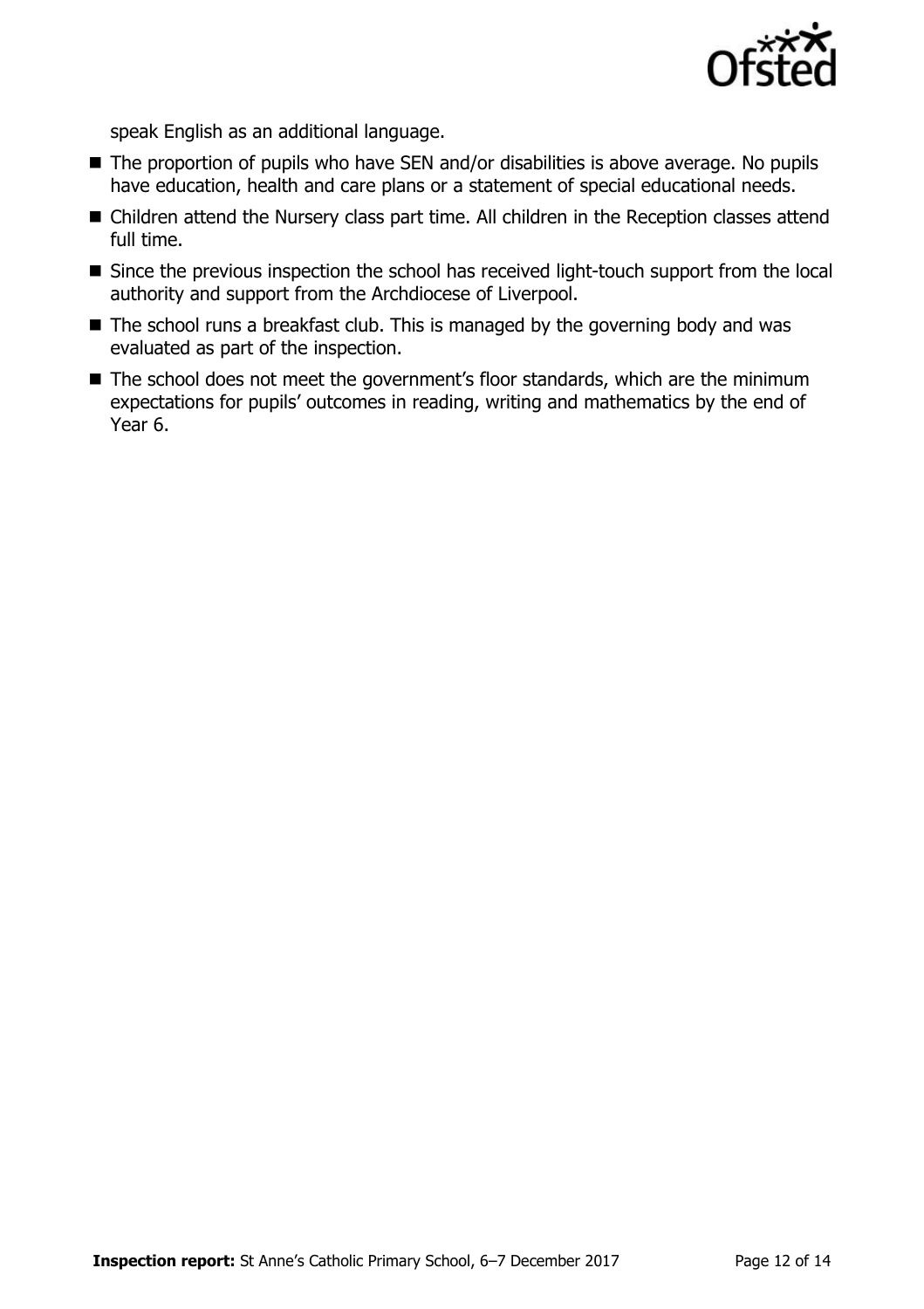speak English as an additional language.

- The proportion of pupils who have SEN and/or disabilities is above average. No pupils have education, health and care plans or a statement of special educational needs.
- Children attend the Nursery class part time. All children in the Reception classes attend full time.
- Since the previous inspection the school has received light-touch support from the local authority and support from the Archdiocese of Liverpool.
- The school runs a breakfast club. This is managed by the governing body and was evaluated as part of the inspection.
- The school does not meet the government's floor standards, which are the minimum expectations for pupils' outcomes in reading, writing and mathematics by the end of Year 6.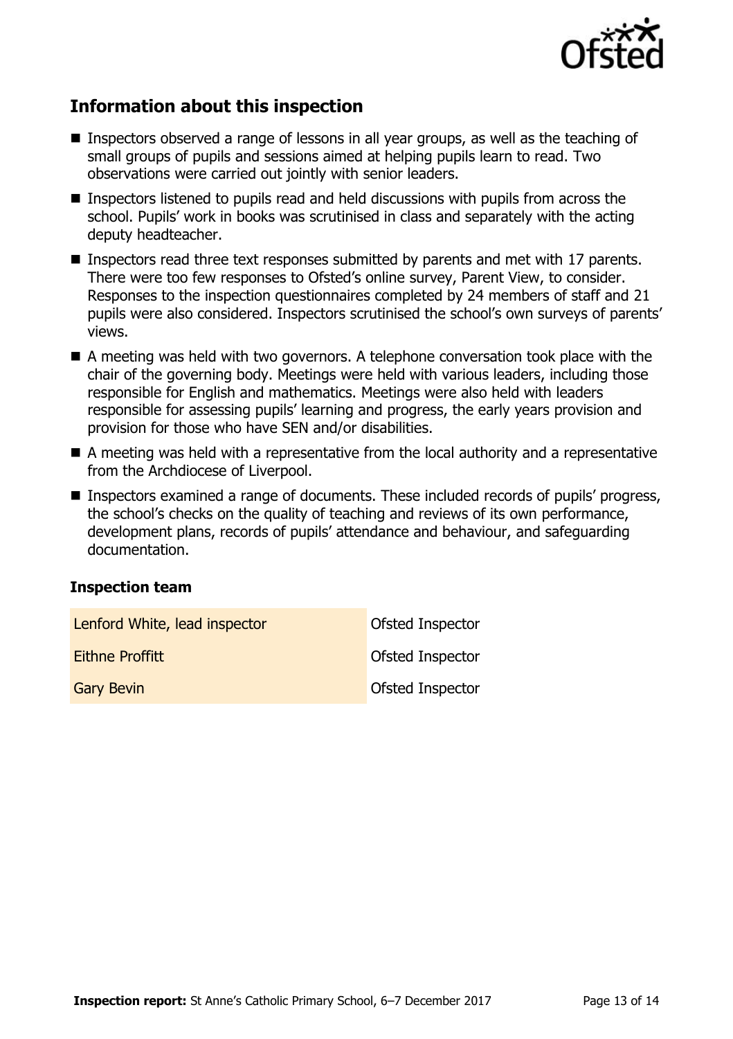## Information about this inspection

- Inspectors observed a range of lessons in all year groups, as well as the teaching of small groups of pupils and sessions aimed at helping pupils learn to read. Two observations were carried out jointly with senior leaders.
- Inspectors listened to pupils read and held discussions with pupils from across the school. Pupils' work in books was scrutinised in class and separately with the acting deputy headteacher.
- Inspectors read three text responses submitted by parents and met with 17 parents. There were too few responses to Ofsted's online survey, Parent View, to consider. Responses to the inspection questionnaires completed by 24 members of staff and 21 pupils were also considered. Inspectors scrutinised the school's own surveys of parents' views.
- A meeting was held with two governors. A telephone conversation took place with the chair of the governing body. Meetings were held with various leaders, including those responsible for English and mathematics. Meetings were also held with leaders responsible for assessing pupils' learning and progress, the early years provision and provision for those who have SEN and/or disabilities.
- A meeting was held with a representative from the local authority and a representative from the Archdiocese of Liverpool.
- Inspectors examined a range of documents. These included records of pupils' progress, the school's checks on the quality of teaching and reviews of its own performance, development plans, records of pupils' attendance and behaviour, and safeguarding documentation.

### Inspection team

| | |
|---|---|
| Lenford White, lead inspector | Ofsted Inspector |
| Eithne Proffitt | Ofsted Inspector |
| Gary Bevin | Ofsted Inspector |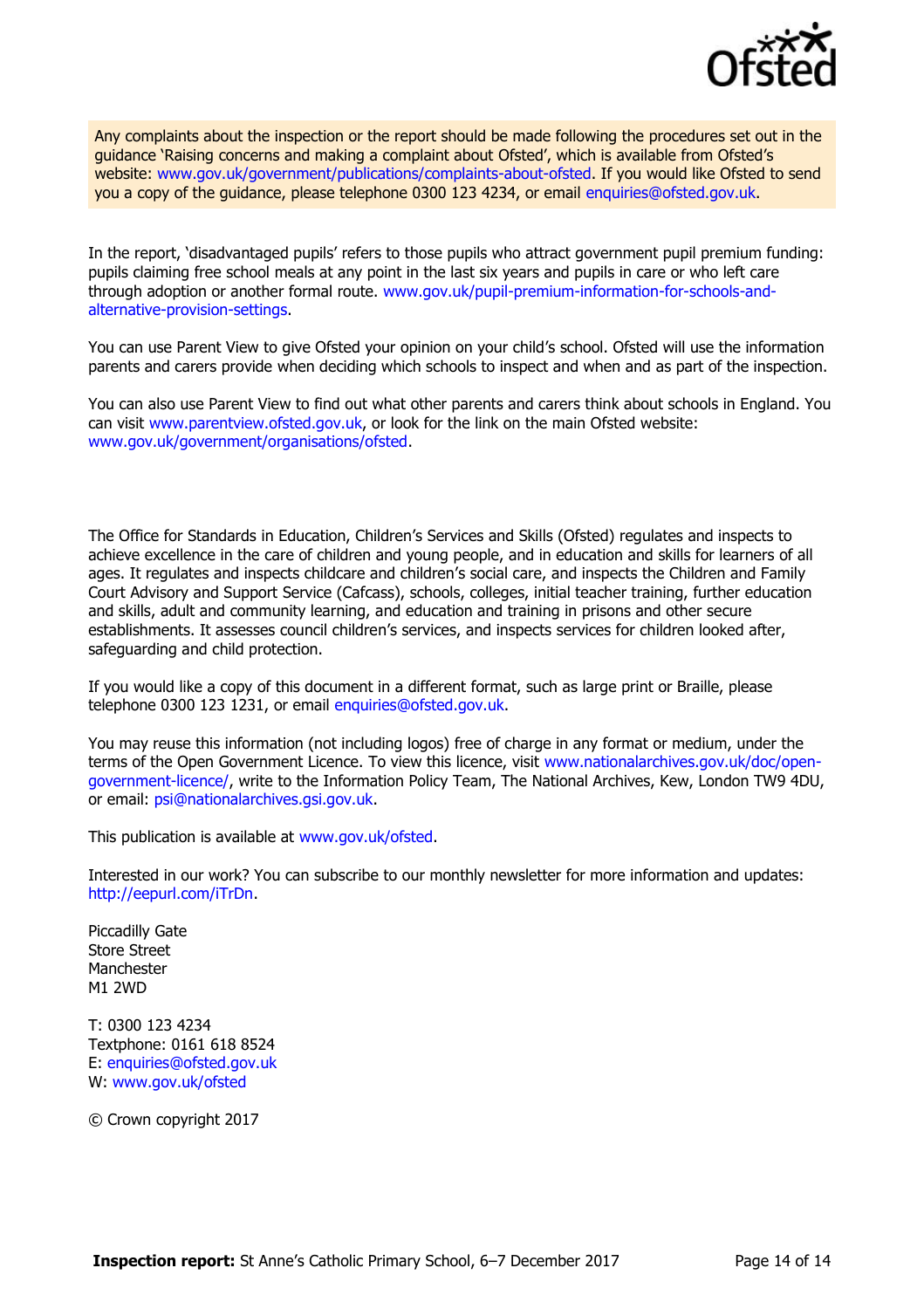Any complaints about the inspection or the report should be made following the procedures set out in the guidance 'Raising concerns and making a complaint about Ofsted', which is available from Ofsted's website: www.gov.uk/government/publications/complaints-about-ofsted. If you would like Ofsted to send you a copy of the guidance, please telephone 0300 123 4234, or email enquiries@ofsted.gov.uk.

In the report, 'disadvantaged pupils' refers to those pupils who attract government pupil premium funding: pupils claiming free school meals at any point in the last six years and pupils in care or who left care through adoption or another formal route. www.gov.uk/pupil-premium-information-for-schools-and-alternative-provision-settings.

You can use Parent View to give Ofsted your opinion on your child's school. Ofsted will use the information parents and carers provide when deciding which schools to inspect and when and as part of the inspection.

You can also use Parent View to find out what other parents and carers think about schools in England. You can visit www.parentview.ofsted.gov.uk, or look for the link on the main Ofsted website: www.gov.uk/government/organisations/ofsted.

The Office for Standards in Education, Children's Services and Skills (Ofsted) regulates and inspects to achieve excellence in the care of children and young people, and in education and skills for learners of all ages. It regulates and inspects childcare and children's social care, and inspects the Children and Family Court Advisory and Support Service (Cafcass), schools, colleges, initial teacher training, further education and skills, adult and community learning, and education and training in prisons and other secure establishments. It assesses council children's services, and inspects services for children looked after, safeguarding and child protection.

If you would like a copy of this document in a different format, such as large print or Braille, please telephone 0300 123 1231, or email enquiries@ofsted.gov.uk.

You may reuse this information (not including logos) free of charge in any format or medium, under the terms of the Open Government Licence. To view this licence, visit www.nationalarchives.gov.uk/doc/open-government-licence/, write to the Information Policy Team, The National Archives, Kew, London TW9 4DU, or email: psi@nationalarchives.gsi.gov.uk.

This publication is available at www.gov.uk/ofsted.

Interested in our work? You can subscribe to our monthly newsletter for more information and updates: http://eepurl.com/iTrDn.

Piccadilly Gate
Store Street
Manchester
M1 2WD

T: 0300 123 4234
Textphone: 0161 618 8524
E: enquiries@ofsted.gov.uk
W: www.gov.uk/ofsted

© Crown copyright 2017